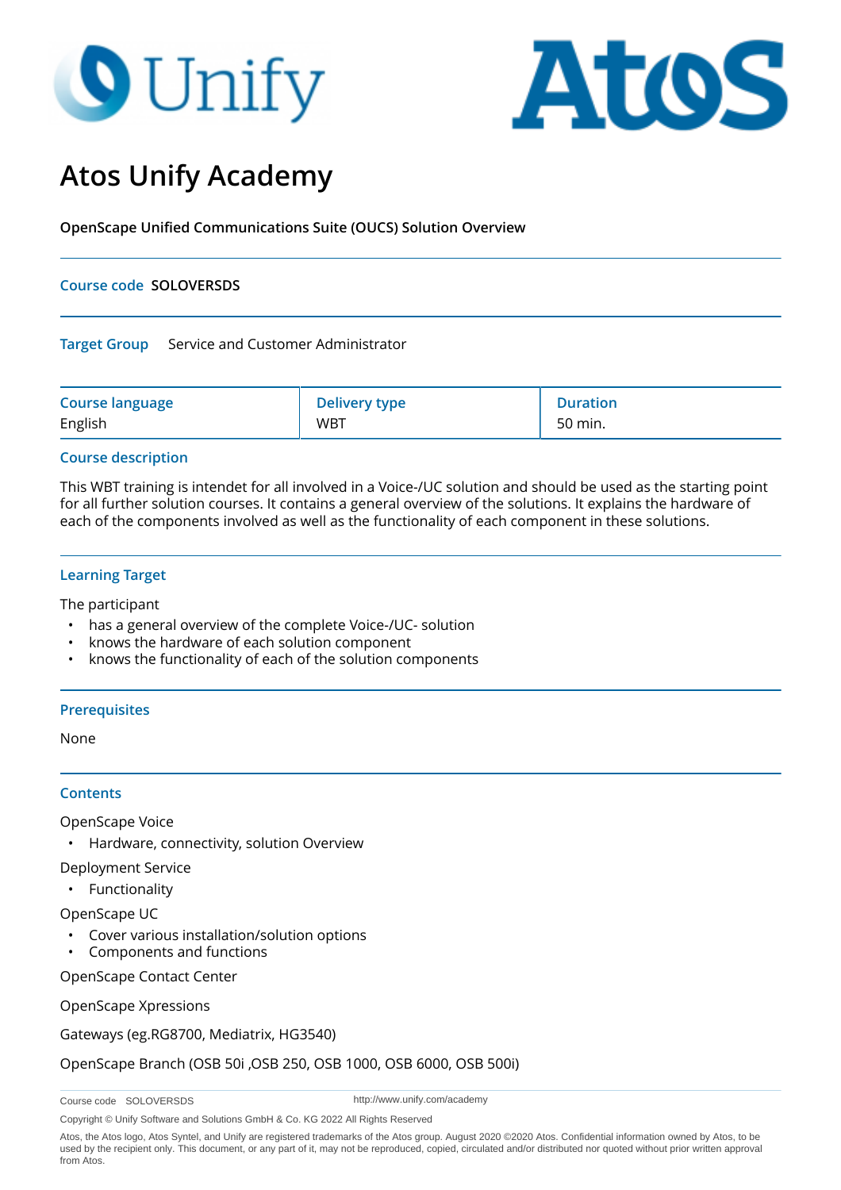# Atos Unify Academy

**OpenScape Unified Communications Suite (OUCS) Solution Overview**

**Course code** **SOLOVERSDS**

**Target Group** Service and Customer Administrator

| Course language | Delivery type | Duration |
| --- | --- | --- |
| English | WBT | 50 min. |

## Course description

This WBT training is intendet for all involved in a Voice-/UC solution and should be used as the starting point for all further solution courses. It contains a general overview of the solutions. It explains the hardware of each of the components involved as well as the functionality of each component in these solutions.

## Learning Target

The participant

- has a general overview of the complete Voice-/UC- solution
- knows the hardware of each solution component
- knows the functionality of each of the solution components

## Prerequisites

None

## Contents

OpenScape Voice

- Hardware, connectivity, solution Overview

Deployment Service

- Functionality

OpenScape UC

- Cover various installation/solution options
- Components and functions

OpenScape Contact Center

OpenScape Xpressions

Gateways (eg.RG8700, Mediatrix, HG3540)

OpenScape Branch (OSB 50i ,OSB 250, OSB 1000, OSB 6000, OSB 500i)

Course code SOLOVERSDS http://www.unify.com/academy

Copyright © Unify Software and Solutions GmbH & Co. KG 2022 All Rights Reserved

Atos, the Atos logo, Atos Syntel, and Unify are registered trademarks of the Atos group. August 2020 ©2020 Atos. Confidential information owned by Atos, to be used by the recipient only. This document, or any part of it, may not be reproduced, copied, circulated and/or distributed nor quoted without prior written approval from Atos.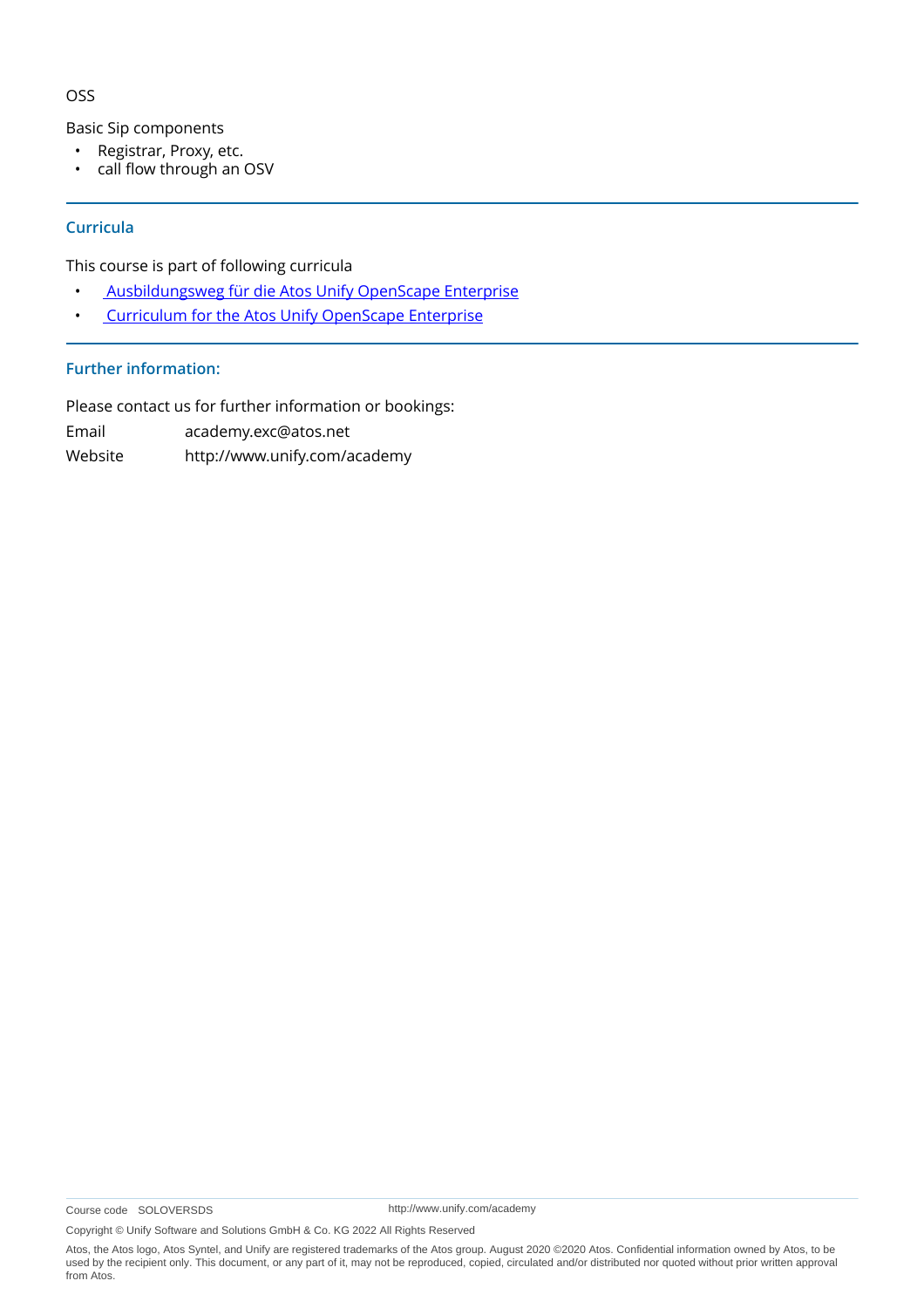OSS

Basic Sip components

- Registrar, Proxy, etc.
- call flow through an OSV

## Curricula

This course is part of following curricula

- Ausbildungsweg für die Atos Unify OpenScape Enterprise
- Curriculum for the Atos Unify OpenScape Enterprise

## Further information:

Please contact us for further information or bookings:

| | |
|---|---|
| Email | academy.exc@atos.net |
| Website | http://www.unify.com/academy |

Course code SOLOVERSDS

http://www.unify.com/academy

Copyright © Unify Software and Solutions GmbH & Co. KG 2022 All Rights Reserved

Atos, the Atos logo, Atos Syntel, and Unify are registered trademarks of the Atos group. August 2020 ©2020 Atos. Confidential information owned by Atos, to be used by the recipient only. This document, or any part of it, may not be reproduced, copied, circulated and/or distributed nor quoted without prior written approval from Atos.